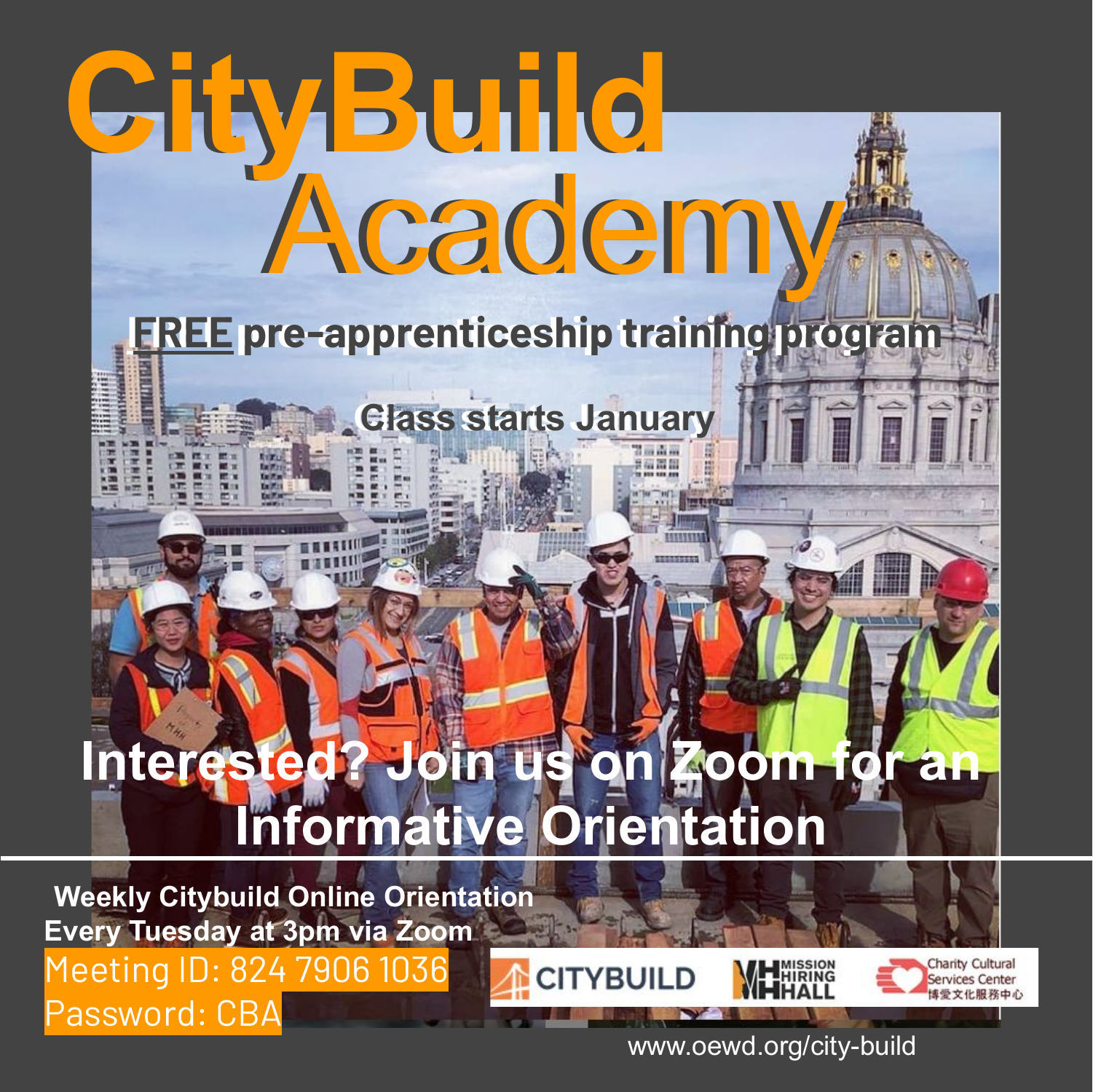# CityBuild Academy

**FREE pre-apprenticeship training program**

**Class starts January**

## Interested? Join us on Zoom for an Informative Orientation

**Weekly Citybuild Online Orientation**
**Every Tuesday at 3pm via Zoom**

Meeting ID: 824 7906 1036
Password: CBA

CITYBUILD | MISSION HIRING HALL | Charity Cultural Services Center 博愛文化服務中心

www.oewd.org/city-build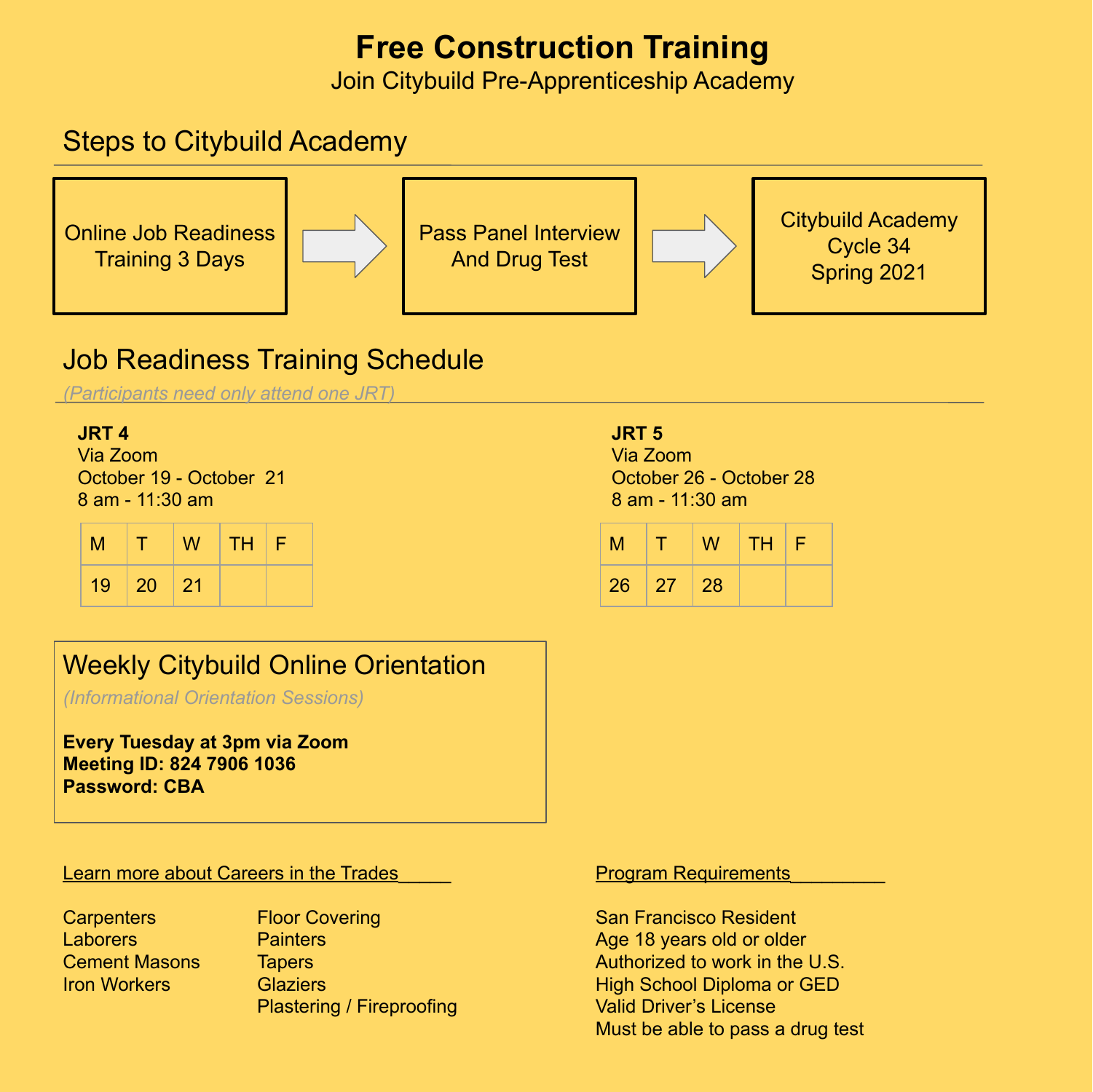# Free Construction Training

Join Citybuild Pre-Apprenticeship Academy

## Steps to Citybuild Academy

Online Job Readiness Training 3 Days → Pass Panel Interview And Drug Test → Citybuild Academy Cycle 34 Spring 2021

## Job Readiness Training Schedule

*(Participants need only attend one JRT)*

**JRT 4**
Via Zoom
October 19 - October 21
8 am - 11:30 am

| M | T | W | TH | F |
|---|---|---|---|---|
| 19 | 20 | 21 | | |

**JRT 5**
Via Zoom
October 26 - October 28
8 am - 11:30 am

| M | T | W | TH | F |
|---|---|---|---|---|
| 26 | 27 | 28 | | |

## Weekly Citybuild Online Orientation

*(Informational Orientation Sessions)*

**Every Tuesday at 3pm via Zoom**
**Meeting ID: 824 7906 1036**
**Password: CBA**

### Learn more about Careers in the Trades

- Carpenters
- Laborers
- Cement Masons
- Iron Workers
- Floor Covering
- Painters
- Tapers
- Glaziers
- Plastering / Fireproofing

### Program Requirements

- San Francisco Resident
- Age 18 years old or older
- Authorized to work in the U.S.
- High School Diploma or GED
- Valid Driver's License
- Must be able to pass a drug test